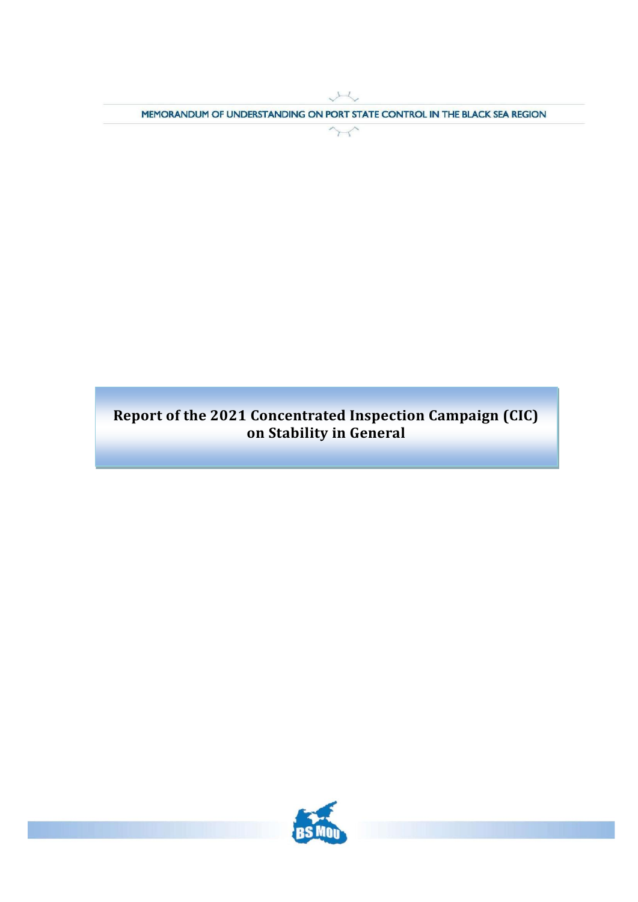MEMORANDUM OF UNDERSTANDING ON PORT STATE CONTROL IN THE BLACK SEA REGION

# Report of the 2021 Concentrated Inspection Campaign (CIC) on Stability in General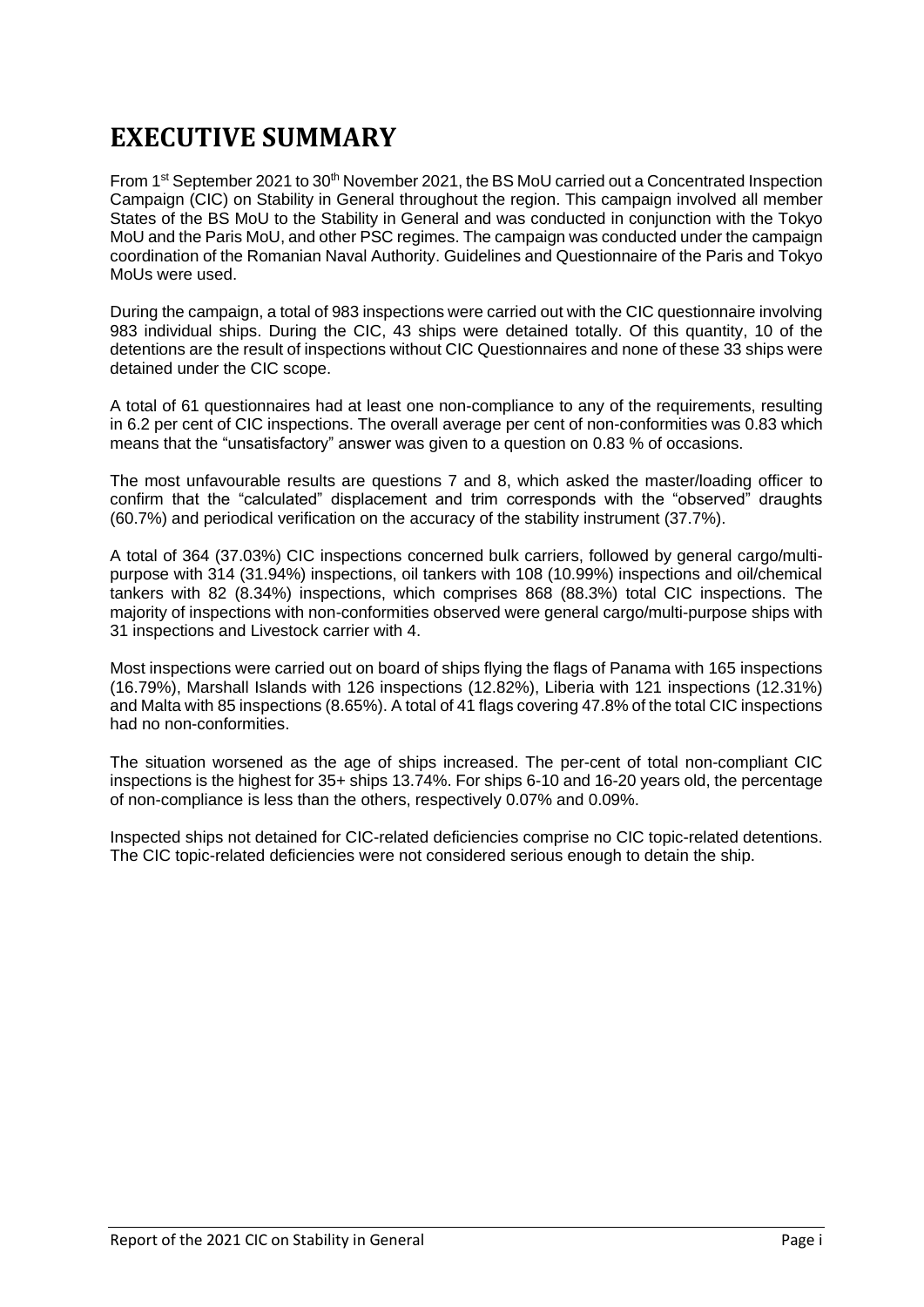# EXECUTIVE SUMMARY

From 1st September 2021 to 30th November 2021, the BS MoU carried out a Concentrated Inspection Campaign (CIC) on Stability in General throughout the region. This campaign involved all member States of the BS MoU to the Stability in General and was conducted in conjunction with the Tokyo MoU and the Paris MoU, and other PSC regimes. The campaign was conducted under the campaign coordination of the Romanian Naval Authority. Guidelines and Questionnaire of the Paris and Tokyo MoUs were used.

During the campaign, a total of 983 inspections were carried out with the CIC questionnaire involving 983 individual ships. During the CIC, 43 ships were detained totally. Of this quantity, 10 of the detentions are the result of inspections without CIC Questionnaires and none of these 33 ships were detained under the CIC scope.

A total of 61 questionnaires had at least one non-compliance to any of the requirements, resulting in 6.2 per cent of CIC inspections. The overall average per cent of non-conformities was 0.83 which means that the "unsatisfactory" answer was given to a question on 0.83 % of occasions.

The most unfavourable results are questions 7 and 8, which asked the master/loading officer to confirm that the "calculated" displacement and trim corresponds with the "observed" draughts (60.7%) and periodical verification on the accuracy of the stability instrument (37.7%).

A total of 364 (37.03%) CIC inspections concerned bulk carriers, followed by general cargo/multi-purpose with 314 (31.94%) inspections, oil tankers with 108 (10.99%) inspections and oil/chemical tankers with 82 (8.34%) inspections, which comprises 868 (88.3%) total CIC inspections. The majority of inspections with non-conformities observed were general cargo/multi-purpose ships with 31 inspections and Livestock carrier with 4.

Most inspections were carried out on board of ships flying the flags of Panama with 165 inspections (16.79%), Marshall Islands with 126 inspections (12.82%), Liberia with 121 inspections (12.31%) and Malta with 85 inspections (8.65%). A total of 41 flags covering 47.8% of the total CIC inspections had no non-conformities.

The situation worsened as the age of ships increased. The per-cent of total non-compliant CIC inspections is the highest for 35+ ships 13.74%. For ships 6-10 and 16-20 years old, the percentage of non-compliance is less than the others, respectively 0.07% and 0.09%.

Inspected ships not detained for CIC-related deficiencies comprise no CIC topic-related detentions. The CIC topic-related deficiencies were not considered serious enough to detain the ship.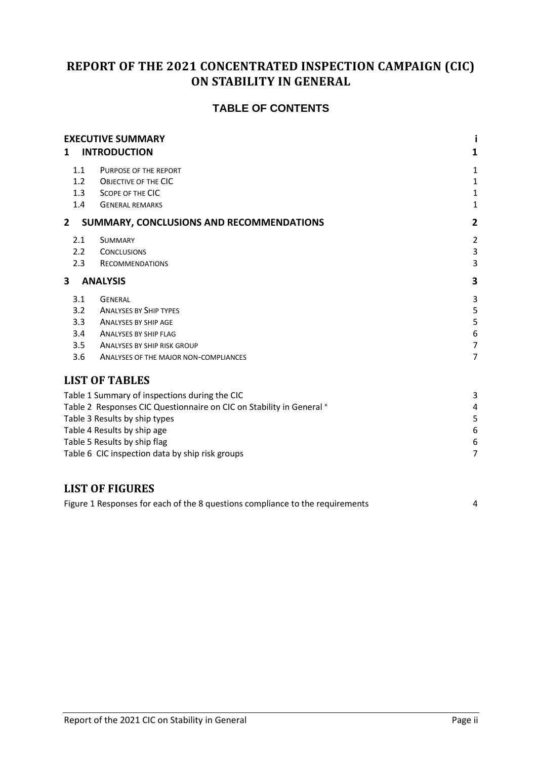# REPORT OF THE 2021 CONCENTRATED INSPECTION CAMPAIGN (CIC) ON STABILITY IN GENERAL

## TABLE OF CONTENTS

| | | |
|---|---|---|
| **EXECUTIVE SUMMARY** | | **i** |
| **1** | **INTRODUCTION** | **1** |
| 1.1 | PURPOSE OF THE REPORT | 1 |
| 1.2 | OBJECTIVE OF THE CIC | 1 |
| 1.3 | SCOPE OF THE CIC | 1 |
| 1.4 | GENERAL REMARKS | 1 |
| **2** | **SUMMARY, CONCLUSIONS AND RECOMMENDATIONS** | **2** |
| 2.1 | SUMMARY | 2 |
| 2.2 | CONCLUSIONS | 3 |
| 2.3 | RECOMMENDATIONS | 3 |
| **3** | **ANALYSIS** | **3** |
| 3.1 | GENERAL | 3 |
| 3.2 | ANALYSES BY SHIP TYPES | 5 |
| 3.3 | ANALYSES BY SHIP AGE | 5 |
| 3.4 | ANALYSES BY SHIP FLAG | 6 |
| 3.5 | ANALYSES BY SHIP RISK GROUP | 7 |
| 3.6 | ANALYSES OF THE MAJOR NON-COMPLIANCES | 7 |

## LIST OF TABLES

| | |
|---|---|
| Table 1 Summary of inspections during the CIC | 3 |
| Table 2 Responses CIC Questionnaire on CIC on Stability in General × | 4 |
| Table 3 Results by ship types | 5 |
| Table 4 Results by ship age | 6 |
| Table 5 Results by ship flag | 6 |
| Table 6 CIC inspection data by ship risk groups | 7 |

## LIST OF FIGURES

| | |
|---|---|
| Figure 1 Responses for each of the 8 questions compliance to the requirements | 4 |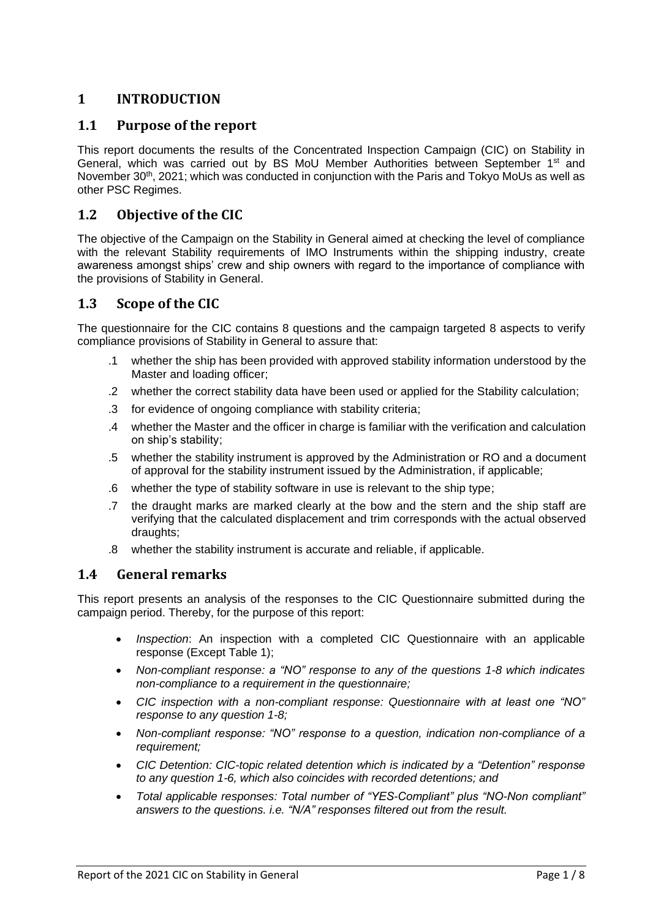# 1 INTRODUCTION

## 1.1 Purpose of the report

This report documents the results of the Concentrated Inspection Campaign (CIC) on Stability in General, which was carried out by BS MoU Member Authorities between September 1st and November 30th, 2021; which was conducted in conjunction with the Paris and Tokyo MoUs as well as other PSC Regimes.

## 1.2 Objective of the CIC

The objective of the Campaign on the Stability in General aimed at checking the level of compliance with the relevant Stability requirements of IMO Instruments within the shipping industry, create awareness amongst ships' crew and ship owners with regard to the importance of compliance with the provisions of Stability in General.

## 1.3 Scope of the CIC

The questionnaire for the CIC contains 8 questions and the campaign targeted 8 aspects to verify compliance provisions of Stability in General to assure that:

.1 whether the ship has been provided with approved stability information understood by the Master and loading officer;

.2 whether the correct stability data have been used or applied for the Stability calculation;

.3 for evidence of ongoing compliance with stability criteria;

.4 whether the Master and the officer in charge is familiar with the verification and calculation on ship's stability;

.5 whether the stability instrument is approved by the Administration or RO and a document of approval for the stability instrument issued by the Administration, if applicable;

.6 whether the type of stability software in use is relevant to the ship type;

.7 the draught marks are marked clearly at the bow and the stern and the ship staff are verifying that the calculated displacement and trim corresponds with the actual observed draughts;

.8 whether the stability instrument is accurate and reliable, if applicable.

## 1.4 General remarks

This report presents an analysis of the responses to the CIC Questionnaire submitted during the campaign period. Thereby, for the purpose of this report:

- *Inspection*: An inspection with a completed CIC Questionnaire with an applicable response (Except Table 1);
- *Non-compliant response: a "NO" response to any of the questions 1-8 which indicates non-compliance to a requirement in the questionnaire;*
- *CIC inspection with a non-compliant response: Questionnaire with at least one "NO" response to any question 1-8;*
- *Non-compliant response: "NO" response to a question, indication non-compliance of a requirement;*
- *CIC Detention: CIC-topic related detention which is indicated by a "Detention" response to any question 1-6, which also coincides with recorded detentions; and*
- *Total applicable responses: Total number of "YES-Compliant" plus "NO-Non compliant" answers to the questions. i.e. "N/A" responses filtered out from the result.*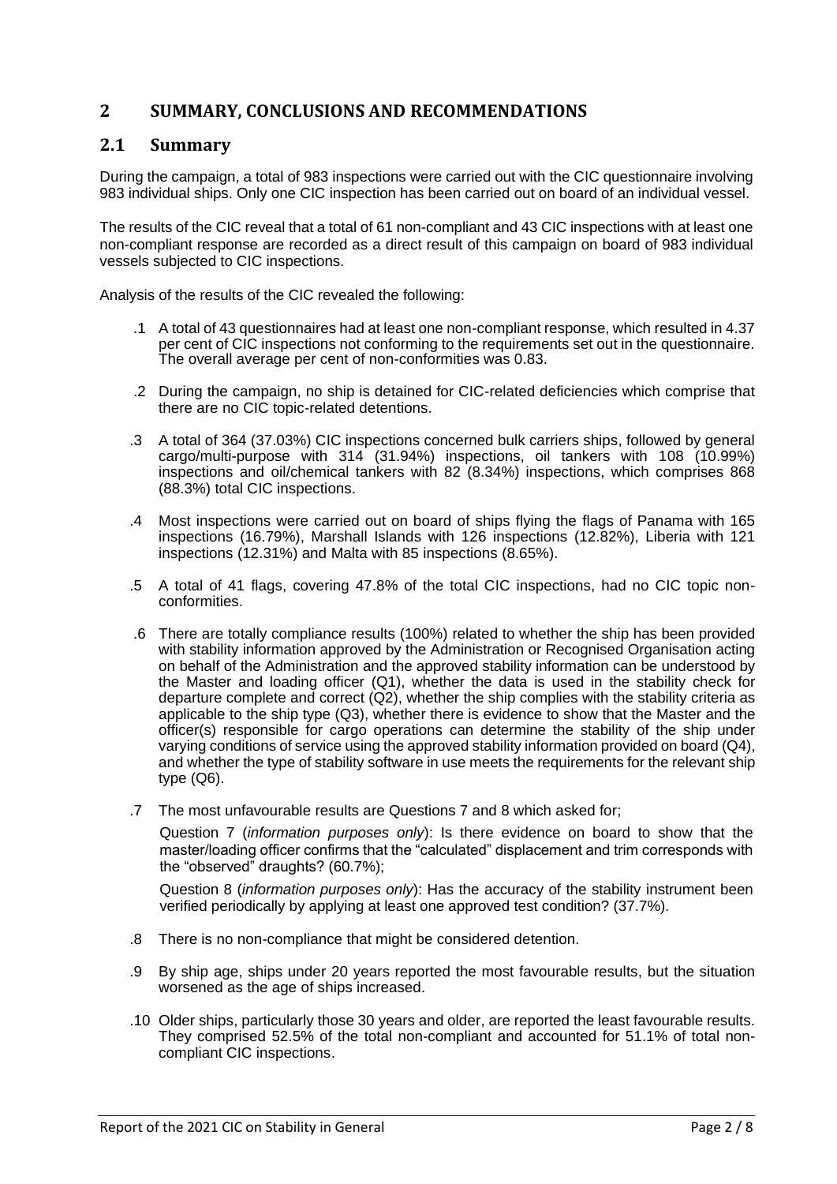## 2 SUMMARY, CONCLUSIONS AND RECOMMENDATIONS

### 2.1 Summary

During the campaign, a total of 983 inspections were carried out with the CIC questionnaire involving 983 individual ships. Only one CIC inspection has been carried out on board of an individual vessel.

The results of the CIC reveal that a total of 61 non-compliant and 43 CIC inspections with at least one non-compliant response are recorded as a direct result of this campaign on board of 983 individual vessels subjected to CIC inspections.

Analysis of the results of the CIC revealed the following:

.1 A total of 43 questionnaires had at least one non-compliant response, which resulted in 4.37 per cent of CIC inspections not conforming to the requirements set out in the questionnaire. The overall average per cent of non-conformities was 0.83.

.2 During the campaign, no ship is detained for CIC-related deficiencies which comprise that there are no CIC topic-related detentions.

.3 A total of 364 (37.03%) CIC inspections concerned bulk carriers ships, followed by general cargo/multi-purpose with 314 (31.94%) inspections, oil tankers with 108 (10.99%) inspections and oil/chemical tankers with 82 (8.34%) inspections, which comprises 868 (88.3%) total CIC inspections.

.4 Most inspections were carried out on board of ships flying the flags of Panama with 165 inspections (16.79%), Marshall Islands with 126 inspections (12.82%), Liberia with 121 inspections (12.31%) and Malta with 85 inspections (8.65%).

.5 A total of 41 flags, covering 47.8% of the total CIC inspections, had no CIC topic non-conformities.

.6 There are totally compliance results (100%) related to whether the ship has been provided with stability information approved by the Administration or Recognised Organisation acting on behalf of the Administration and the approved stability information can be understood by the Master and loading officer (Q1), whether the data is used in the stability check for departure complete and correct (Q2), whether the ship complies with the stability criteria as applicable to the ship type (Q3), whether there is evidence to show that the Master and the officer(s) responsible for cargo operations can determine the stability of the ship under varying conditions of service using the approved stability information provided on board (Q4), and whether the type of stability software in use meets the requirements for the relevant ship type (Q6).

.7 The most unfavourable results are Questions 7 and 8 which asked for;

Question 7 (*information purposes only*): Is there evidence on board to show that the master/loading officer confirms that the "calculated" displacement and trim corresponds with the "observed" draughts? (60.7%);

Question 8 (*information purposes only*): Has the accuracy of the stability instrument been verified periodically by applying at least one approved test condition? (37.7%).

.8 There is no non-compliance that might be considered detention.

.9 By ship age, ships under 20 years reported the most favourable results, but the situation worsened as the age of ships increased.

.10 Older ships, particularly those 30 years and older, are reported the least favourable results. They comprised 52.5% of the total non-compliant and accounted for 51.1% of total non-compliant CIC inspections.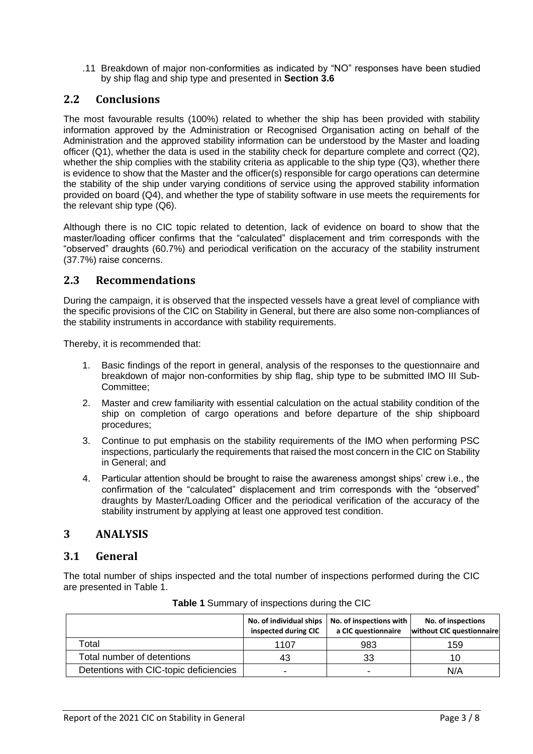.11 Breakdown of major non-conformities as indicated by "NO" responses have been studied by ship flag and ship type and presented in **Section 3.6**

## 2.2 Conclusions

The most favourable results (100%) related to whether the ship has been provided with stability information approved by the Administration or Recognised Organisation acting on behalf of the Administration and the approved stability information can be understood by the Master and loading officer (Q1), whether the data is used in the stability check for departure complete and correct (Q2), whether the ship complies with the stability criteria as applicable to the ship type (Q3), whether there is evidence to show that the Master and the officer(s) responsible for cargo operations can determine the stability of the ship under varying conditions of service using the approved stability information provided on board (Q4), and whether the type of stability software in use meets the requirements for the relevant ship type (Q6).

Although there is no CIC topic related to detention, lack of evidence on board to show that the master/loading officer confirms that the "calculated" displacement and trim corresponds with the "observed" draughts (60.7%) and periodical verification on the accuracy of the stability instrument (37.7%) raise concerns.

## 2.3 Recommendations

During the campaign, it is observed that the inspected vessels have a great level of compliance with the specific provisions of the CIC on Stability in General, but there are also some non-compliances of the stability instruments in accordance with stability requirements.

Thereby, it is recommended that:

1. Basic findings of the report in general, analysis of the responses to the questionnaire and breakdown of major non-conformities by ship flag, ship type to be submitted IMO III Sub-Committee;
2. Master and crew familiarity with essential calculation on the actual stability condition of the ship on completion of cargo operations and before departure of the ship shipboard procedures;
3. Continue to put emphasis on the stability requirements of the IMO when performing PSC inspections, particularly the requirements that raised the most concern in the CIC on Stability in General; and
4. Particular attention should be brought to raise the awareness amongst ships' crew i.e., the confirmation of the "calculated" displacement and trim corresponds with the "observed" draughts by Master/Loading Officer and the periodical verification of the accuracy of the stability instrument by applying at least one approved test condition.

# 3 ANALYSIS

## 3.1 General

The total number of ships inspected and the total number of inspections performed during the CIC are presented in Table 1.

**Table 1** Summary of inspections during the CIC

| | No. of individual ships inspected during CIC | No. of inspections with a CIC questionnaire | No. of inspections without CIC questionnaire |
|---|---|---|---|
| Total | 1107 | 983 | 159 |
| Total number of detentions | 43 | 33 | 10 |
| Detentions with CIC-topic deficiencies | - | - | N/A |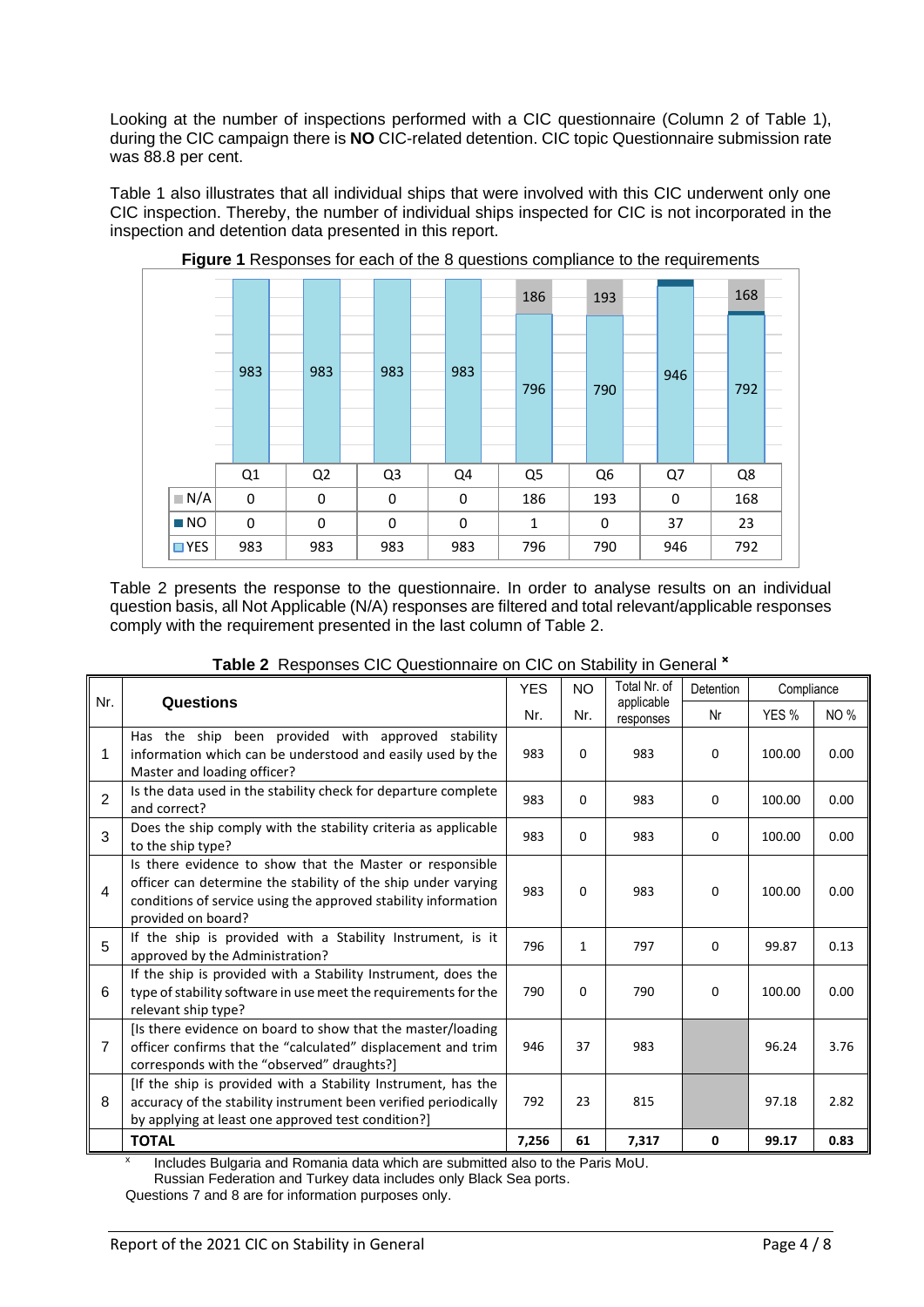Looking at the number of inspections performed with a CIC questionnaire (Column 2 of Table 1), during the CIC campaign there is **NO** CIC-related detention. CIC topic Questionnaire submission rate was 88.8 per cent.

Table 1 also illustrates that all individual ships that were involved with this CIC underwent only one CIC inspection. Thereby, the number of individual ships inspected for CIC is not incorporated in the inspection and detention data presented in this report.

**Figure 1** Responses for each of the 8 questions compliance to the requirements

| | Q1 | Q2 | Q3 | Q4 | Q5 | Q6 | Q7 | Q8 |
|---|---|---|---|---|---|---|---|---|
| N/A | 0 | 0 | 0 | 0 | 186 | 193 | 0 | 168 |
| NO | 0 | 0 | 0 | 0 | 1 | 0 | 37 | 23 |
| YES | 983 | 983 | 983 | 983 | 796 | 790 | 946 | 792 |

Table 2 presents the response to the questionnaire. In order to analyse results on an individual question basis, all Not Applicable (N/A) responses are filtered and total relevant/applicable responses comply with the requirement presented in the last column of Table 2.

**Table 2** Responses CIC Questionnaire on CIC on Stability in General [x]

| Nr. | Questions | YES | NO | Total Nr. of applicable responses | Detention | Compliance | |
|---|---|---|---|---|---|---|---|
| | | Nr. | Nr. | | Nr | YES % | NO % |
| 1 | Has the ship been provided with approved stability information which can be understood and easily used by the Master and loading officer? | 983 | 0 | 983 | 0 | 100.00 | 0.00 |
| 2 | Is the data used in the stability check for departure complete and correct? | 983 | 0 | 983 | 0 | 100.00 | 0.00 |
| 3 | Does the ship comply with the stability criteria as applicable to the ship type? | 983 | 0 | 983 | 0 | 100.00 | 0.00 |
| 4 | Is there evidence to show that the Master or responsible officer can determine the stability of the ship under varying conditions of service using the approved stability information provided on board? | 983 | 0 | 983 | 0 | 100.00 | 0.00 |
| 5 | If the ship is provided with a Stability Instrument, is it approved by the Administration? | 796 | 1 | 797 | 0 | 99.87 | 0.13 |
| 6 | If the ship is provided with a Stability Instrument, does the type of stability software in use meet the requirements for the relevant ship type? | 790 | 0 | 790 | 0 | 100.00 | 0.00 |
| 7 | [Is there evidence on board to show that the master/loading officer confirms that the "calculated" displacement and trim corresponds with the "observed" draughts?] | 946 | 37 | 983 | | 96.24 | 3.76 |
| 8 | [If the ship is provided with a Stability Instrument, has the accuracy of the stability instrument been verified periodically by applying at least one approved test condition?] | 792 | 23 | 815 | | 97.18 | 2.82 |
| | **TOTAL** | **7,256** | **61** | **7,317** | **0** | **99.17** | **0.83** |

[x] Includes Bulgaria and Romania data which are submitted also to the Paris MoU.
Russian Federation and Turkey data includes only Black Sea ports.
Questions 7 and 8 are for information purposes only.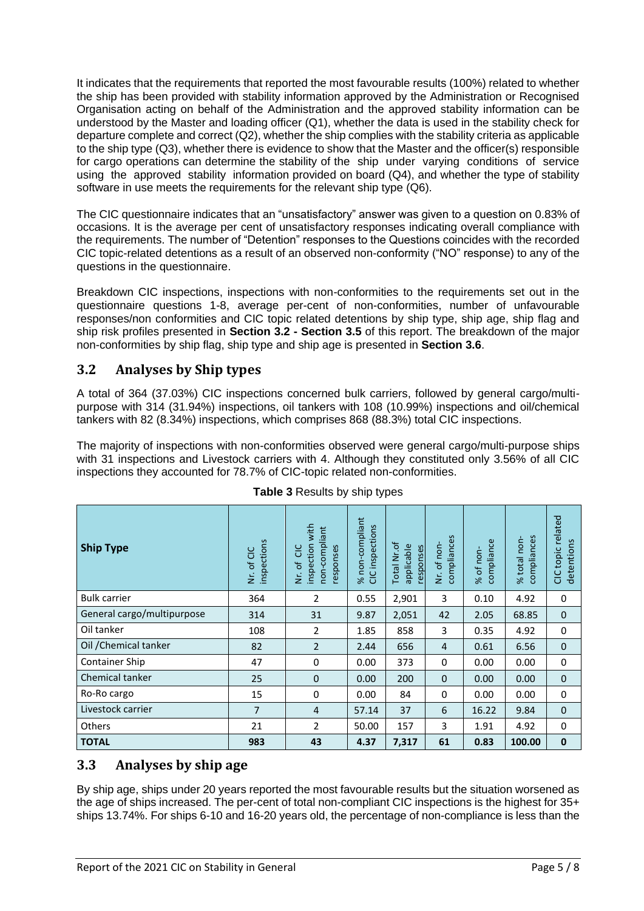It indicates that the requirements that reported the most favourable results (100%) related to whether the ship has been provided with stability information approved by the Administration or Recognised Organisation acting on behalf of the Administration and the approved stability information can be understood by the Master and loading officer (Q1), whether the data is used in the stability check for departure complete and correct (Q2), whether the ship complies with the stability criteria as applicable to the ship type (Q3), whether there is evidence to show that the Master and the officer(s) responsible for cargo operations can determine the stability of the ship under varying conditions of service using the approved stability information provided on board (Q4), and whether the type of stability software in use meets the requirements for the relevant ship type (Q6).

The CIC questionnaire indicates that an "unsatisfactory" answer was given to a question on 0.83% of occasions. It is the average per cent of unsatisfactory responses indicating overall compliance with the requirements. The number of "Detention" responses to the Questions coincides with the recorded CIC topic-related detentions as a result of an observed non-conformity ("NO" response) to any of the questions in the questionnaire.

Breakdown CIC inspections, inspections with non-conformities to the requirements set out in the questionnaire questions 1-8, average per-cent of non-conformities, number of unfavourable responses/non conformities and CIC topic related detentions by ship type, ship age, ship flag and ship risk profiles presented in **Section 3.2 - Section 3.5** of this report. The breakdown of the major non-conformities by ship flag, ship type and ship age is presented in **Section 3.6**.

## 3.2 Analyses by Ship types

A total of 364 (37.03%) CIC inspections concerned bulk carriers, followed by general cargo/multi-purpose with 314 (31.94%) inspections, oil tankers with 108 (10.99%) inspections and oil/chemical tankers with 82 (8.34%) inspections, which comprises 868 (88.3%) total CIC inspections.

The majority of inspections with non-conformities observed were general cargo/multi-purpose ships with 31 inspections and Livestock carriers with 4. Although they constituted only 3.56% of all CIC inspections they accounted for 78.7% of CIC-topic related non-conformities.

**Table 3** Results by ship types

| Ship Type | Nr. of CIC inspections | Nr. of CIC inspection with non-compliant responses | % non-compliant CIC inspections | Total Nr.of applicable responses | Nr. of non-compliances | % of non-compliance | % total non-compliances | CIC topic related detentions |
|---|---|---|---|---|---|---|---|---|
| Bulk carrier | 364 | 2 | 0.55 | 2,901 | 3 | 0.10 | 4.92 | 0 |
| General cargo/multipurpose | 314 | 31 | 9.87 | 2,051 | 42 | 2.05 | 68.85 | 0 |
| Oil tanker | 108 | 2 | 1.85 | 858 | 3 | 0.35 | 4.92 | 0 |
| Oil /Chemical tanker | 82 | 2 | 2.44 | 656 | 4 | 0.61 | 6.56 | 0 |
| Container Ship | 47 | 0 | 0.00 | 373 | 0 | 0.00 | 0.00 | 0 |
| Chemical tanker | 25 | 0 | 0.00 | 200 | 0 | 0.00 | 0.00 | 0 |
| Ro-Ro cargo | 15 | 0 | 0.00 | 84 | 0 | 0.00 | 0.00 | 0 |
| Livestock carrier | 7 | 4 | 57.14 | 37 | 6 | 16.22 | 9.84 | 0 |
| Others | 21 | 2 | 50.00 | 157 | 3 | 1.91 | 4.92 | 0 |
| **TOTAL** | **983** | **43** | **4.37** | **7,317** | **61** | **0.83** | **100.00** | **0** |

## 3.3 Analyses by ship age

By ship age, ships under 20 years reported the most favourable results but the situation worsened as the age of ships increased. The per-cent of total non-compliant CIC inspections is the highest for 35+ ships 13.74%. For ships 6-10 and 16-20 years old, the percentage of non-compliance is less than the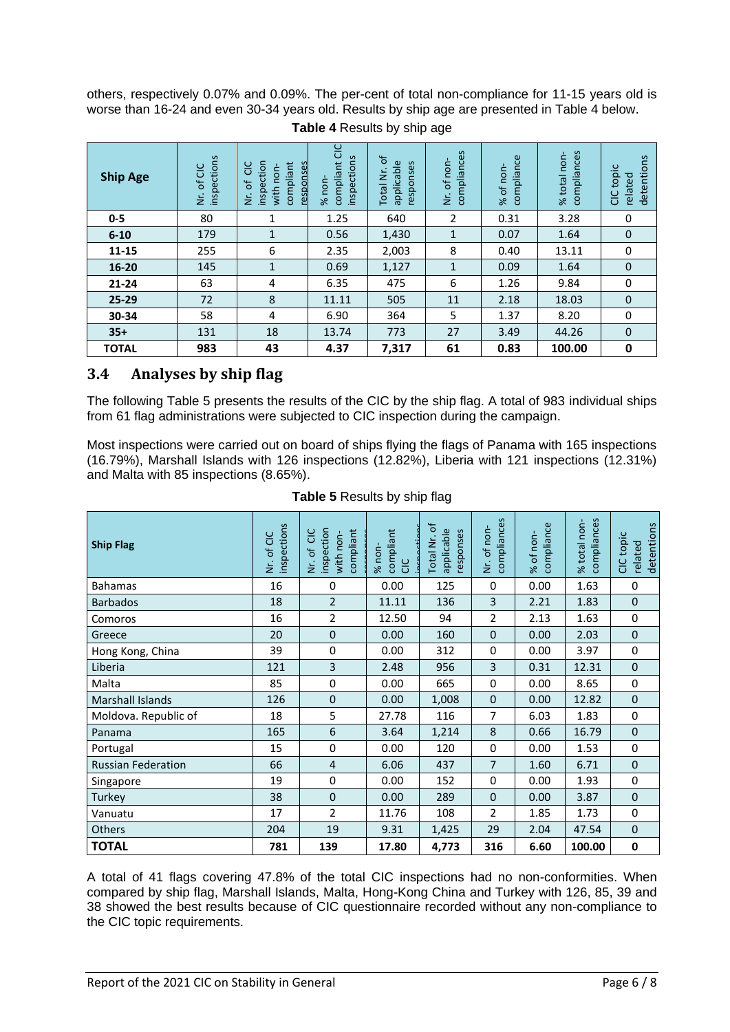others, respectively 0.07% and 0.09%. The per-cent of total non-compliance for 11-15 years old is worse than 16-24 and even 30-34 years old. Results by ship age are presented in Table 4 below.

**Table 4** Results by ship age

| Ship Age | Nr. of CIC inspections | Nr. of CIC inspection with non-compliant responses | % non-compliant CIC inspections | Total Nr. of applicable responses | Nr. of non-compliances | % of non-compliance | % total non-compliances | CIC topic related detentions |
|---|---|---|---|---|---|---|---|---|
| **0-5** | 80 | 1 | 1.25 | 640 | 2 | 0.31 | 3.28 | 0 |
| **6-10** | 179 | 1 | 0.56 | 1,430 | 1 | 0.07 | 1.64 | 0 |
| **11-15** | 255 | 6 | 2.35 | 2,003 | 8 | 0.40 | 13.11 | 0 |
| **16-20** | 145 | 1 | 0.69 | 1,127 | 1 | 0.09 | 1.64 | 0 |
| **21-24** | 63 | 4 | 6.35 | 475 | 6 | 1.26 | 9.84 | 0 |
| **25-29** | 72 | 8 | 11.11 | 505 | 11 | 2.18 | 18.03 | 0 |
| **30-34** | 58 | 4 | 6.90 | 364 | 5 | 1.37 | 8.20 | 0 |
| **35+** | 131 | 18 | 13.74 | 773 | 27 | 3.49 | 44.26 | 0 |
| **TOTAL** | **983** | **43** | **4.37** | **7,317** | **61** | **0.83** | **100.00** | **0** |

## 3.4 Analyses by ship flag

The following Table 5 presents the results of the CIC by the ship flag. A total of 983 individual ships from 61 flag administrations were subjected to CIC inspection during the campaign.

Most inspections were carried out on board of ships flying the flags of Panama with 165 inspections (16.79%), Marshall Islands with 126 inspections (12.82%), Liberia with 121 inspections (12.31%) and Malta with 85 inspections (8.65%).

**Table 5** Results by ship flag

| Ship Flag | Nr. of CIC inspections | Nr. of CIC inspection with non-compliant responses | % non-compliant CIC inspections | Total Nr. of applicable responses | Nr. of non-compliances | % of non-compliance | % total non-compliances | CIC topic related detentions |
|---|---|---|---|---|---|---|---|---|
| Bahamas | 16 | 0 | 0.00 | 125 | 0 | 0.00 | 1.63 | 0 |
| Barbados | 18 | 2 | 11.11 | 136 | 3 | 2.21 | 1.83 | 0 |
| Comoros | 16 | 2 | 12.50 | 94 | 2 | 2.13 | 1.63 | 0 |
| Greece | 20 | 0 | 0.00 | 160 | 0 | 0.00 | 2.03 | 0 |
| Hong Kong, China | 39 | 0 | 0.00 | 312 | 0 | 0.00 | 3.97 | 0 |
| Liberia | 121 | 3 | 2.48 | 956 | 3 | 0.31 | 12.31 | 0 |
| Malta | 85 | 0 | 0.00 | 665 | 0 | 0.00 | 8.65 | 0 |
| Marshall Islands | 126 | 0 | 0.00 | 1,008 | 0 | 0.00 | 12.82 | 0 |
| Moldova. Republic of | 18 | 5 | 27.78 | 116 | 7 | 6.03 | 1.83 | 0 |
| Panama | 165 | 6 | 3.64 | 1,214 | 8 | 0.66 | 16.79 | 0 |
| Portugal | 15 | 0 | 0.00 | 120 | 0 | 0.00 | 1.53 | 0 |
| Russian Federation | 66 | 4 | 6.06 | 437 | 7 | 1.60 | 6.71 | 0 |
| Singapore | 19 | 0 | 0.00 | 152 | 0 | 0.00 | 1.93 | 0 |
| Turkey | 38 | 0 | 0.00 | 289 | 0 | 0.00 | 3.87 | 0 |
| Vanuatu | 17 | 2 | 11.76 | 108 | 2 | 1.85 | 1.73 | 0 |
| Others | 204 | 19 | 9.31 | 1,425 | 29 | 2.04 | 47.54 | 0 |
| **TOTAL** | **781** | **139** | **17.80** | **4,773** | **316** | **6.60** | **100.00** | **0** |

A total of 41 flags covering 47.8% of the total CIC inspections had no non-conformities. When compared by ship flag, Marshall Islands, Malta, Hong-Kong China and Turkey with 126, 85, 39 and 38 showed the best results because of CIC questionnaire recorded without any non-compliance to the CIC topic requirements.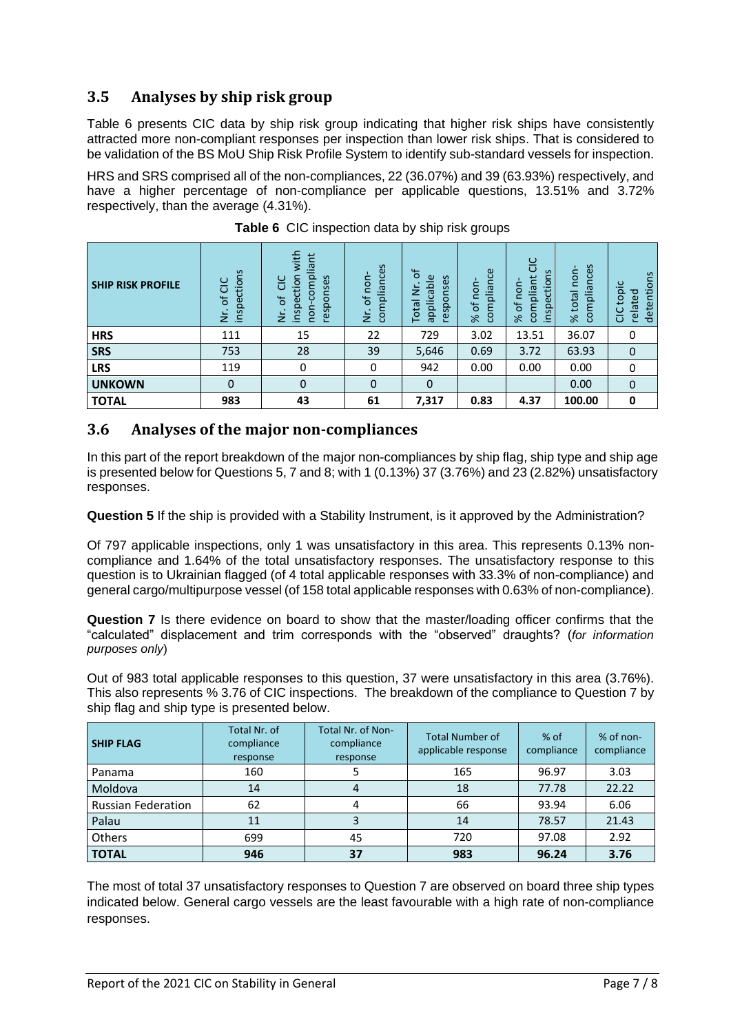## 3.5 Analyses by ship risk group

Table 6 presents CIC data by ship risk group indicating that higher risk ships have consistently attracted more non-compliant responses per inspection than lower risk ships. That is considered to be validation of the BS MoU Ship Risk Profile System to identify sub-standard vessels for inspection.

HRS and SRS comprised all of the non-compliances, 22 (36.07%) and 39 (63.93%) respectively, and have a higher percentage of non-compliance per applicable questions, 13.51% and 3.72% respectively, than the average (4.31%).

**Table 6** CIC inspection data by ship risk groups

| SHIP RISK PROFILE | Nr. of CIC inspections | Nr. of CIC inspection with non-compliant responses | Nr. of non-compliances | Total Nr. of applicable responses | % of non-compliance | % of non-compliant CIC inspections | % total non-compliances | CIC topic related detentions |
|---|---|---|---|---|---|---|---|---|
| **HRS** | 111 | 15 | 22 | 729 | 3.02 | 13.51 | 36.07 | 0 |
| **SRS** | 753 | 28 | 39 | 5,646 | 0.69 | 3.72 | 63.93 | 0 |
| **LRS** | 119 | 0 | 0 | 942 | 0.00 | 0.00 | 0.00 | 0 |
| **UNKOWN** | 0 | 0 | 0 | 0 | | | 0.00 | 0 |
| **TOTAL** | **983** | **43** | **61** | **7,317** | **0.83** | **4.37** | **100.00** | **0** |

## 3.6 Analyses of the major non-compliances

In this part of the report breakdown of the major non-compliances by ship flag, ship type and ship age is presented below for Questions 5, 7 and 8; with 1 (0.13%) 37 (3.76%) and 23 (2.82%) unsatisfactory responses.

**Question 5** If the ship is provided with a Stability Instrument, is it approved by the Administration?

Of 797 applicable inspections, only 1 was unsatisfactory in this area. This represents 0.13% non-compliance and 1.64% of the total unsatisfactory responses. The unsatisfactory response to this question is to Ukrainian flagged (of 4 total applicable responses with 33.3% of non-compliance) and general cargo/multipurpose vessel (of 158 total applicable responses with 0.63% of non-compliance).

**Question 7** Is there evidence on board to show that the master/loading officer confirms that the "calculated" displacement and trim corresponds with the "observed" draughts? (*for information purposes only*)

Out of 983 total applicable responses to this question, 37 were unsatisfactory in this area (3.76%). This also represents % 3.76 of CIC inspections. The breakdown of the compliance to Question 7 by ship flag and ship type is presented below.

| SHIP FLAG | Total Nr. of compliance response | Total Nr. of Non-compliance response | Total Number of applicable response | % of compliance | % of non-compliance |
|---|---|---|---|---|---|
| Panama | 160 | 5 | 165 | 96.97 | 3.03 |
| Moldova | 14 | 4 | 18 | 77.78 | 22.22 |
| Russian Federation | 62 | 4 | 66 | 93.94 | 6.06 |
| Palau | 11 | 3 | 14 | 78.57 | 21.43 |
| Others | 699 | 45 | 720 | 97.08 | 2.92 |
| **TOTAL** | **946** | **37** | **983** | **96.24** | **3.76** |

The most of total 37 unsatisfactory responses to Question 7 are observed on board three ship types indicated below. General cargo vessels are the least favourable with a high rate of non-compliance responses.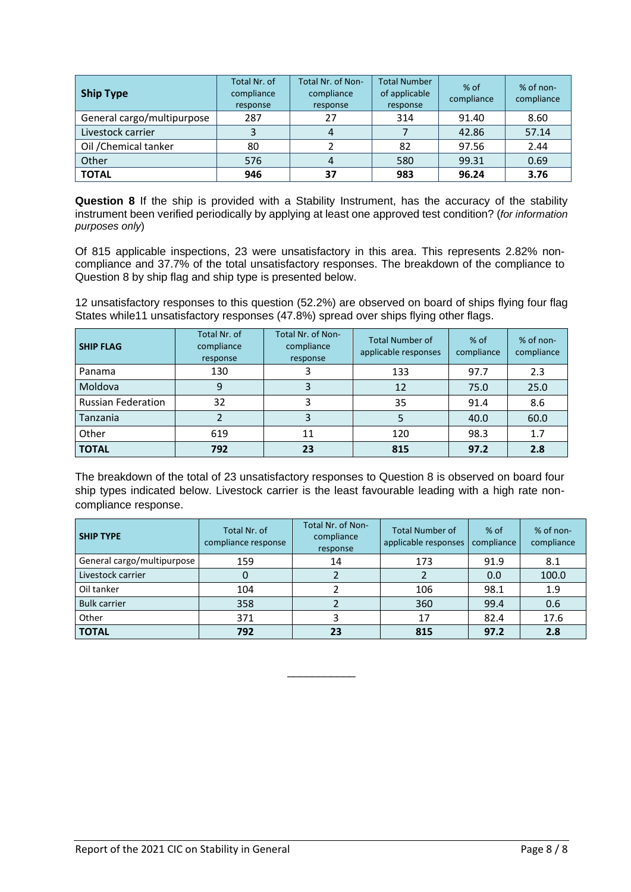| Ship Type | Total Nr. of compliance response | Total Nr. of Non-compliance response | Total Number of applicable response | % of compliance | % of non-compliance |
|---|---|---|---|---|---|
| General cargo/multipurpose | 287 | 27 | 314 | 91.40 | 8.60 |
| Livestock carrier | 3 | 4 | 7 | 42.86 | 57.14 |
| Oil /Chemical tanker | 80 | 2 | 82 | 97.56 | 2.44 |
| Other | 576 | 4 | 580 | 99.31 | 0.69 |
| **TOTAL** | **946** | **37** | **983** | **96.24** | **3.76** |

**Question 8** If the ship is provided with a Stability Instrument, has the accuracy of the stability instrument been verified periodically by applying at least one approved test condition? (*for information purposes only*)

Of 815 applicable inspections, 23 were unsatisfactory in this area. This represents 2.82% non-compliance and 37.7% of the total unsatisfactory responses. The breakdown of the compliance to Question 8 by ship flag and ship type is presented below.

12 unsatisfactory responses to this question (52.2%) are observed on board of ships flying four flag States while11 unsatisfactory responses (47.8%) spread over ships flying other flags.

| SHIP FLAG | Total Nr. of compliance response | Total Nr. of Non-compliance response | Total Number of applicable responses | % of compliance | % of non-compliance |
|---|---|---|---|---|---|
| Panama | 130 | 3 | 133 | 97.7 | 2.3 |
| Moldova | 9 | 3 | 12 | 75.0 | 25.0 |
| Russian Federation | 32 | 3 | 35 | 91.4 | 8.6 |
| Tanzania | 2 | 3 | 5 | 40.0 | 60.0 |
| Other | 619 | 11 | 120 | 98.3 | 1.7 |
| **TOTAL** | **792** | **23** | **815** | **97.2** | **2.8** |

The breakdown of the total of 23 unsatisfactory responses to Question 8 is observed on board four ship types indicated below. Livestock carrier is the least favourable leading with a high rate non-compliance response.

| SHIP TYPE | Total Nr. of compliance response | Total Nr. of Non-compliance response | Total Number of applicable responses | % of compliance | % of non-compliance |
|---|---|---|---|---|---|
| General cargo/multipurpose | 159 | 14 | 173 | 91.9 | 8.1 |
| Livestock carrier | 0 | 2 | 2 | 0.0 | 100.0 |
| Oil tanker | 104 | 2 | 106 | 98.1 | 1.9 |
| Bulk carrier | 358 | 2 | 360 | 99.4 | 0.6 |
| Other | 371 | 3 | 17 | 82.4 | 17.6 |
| **TOTAL** | **792** | **23** | **815** | **97.2** | **2.8** |

___________